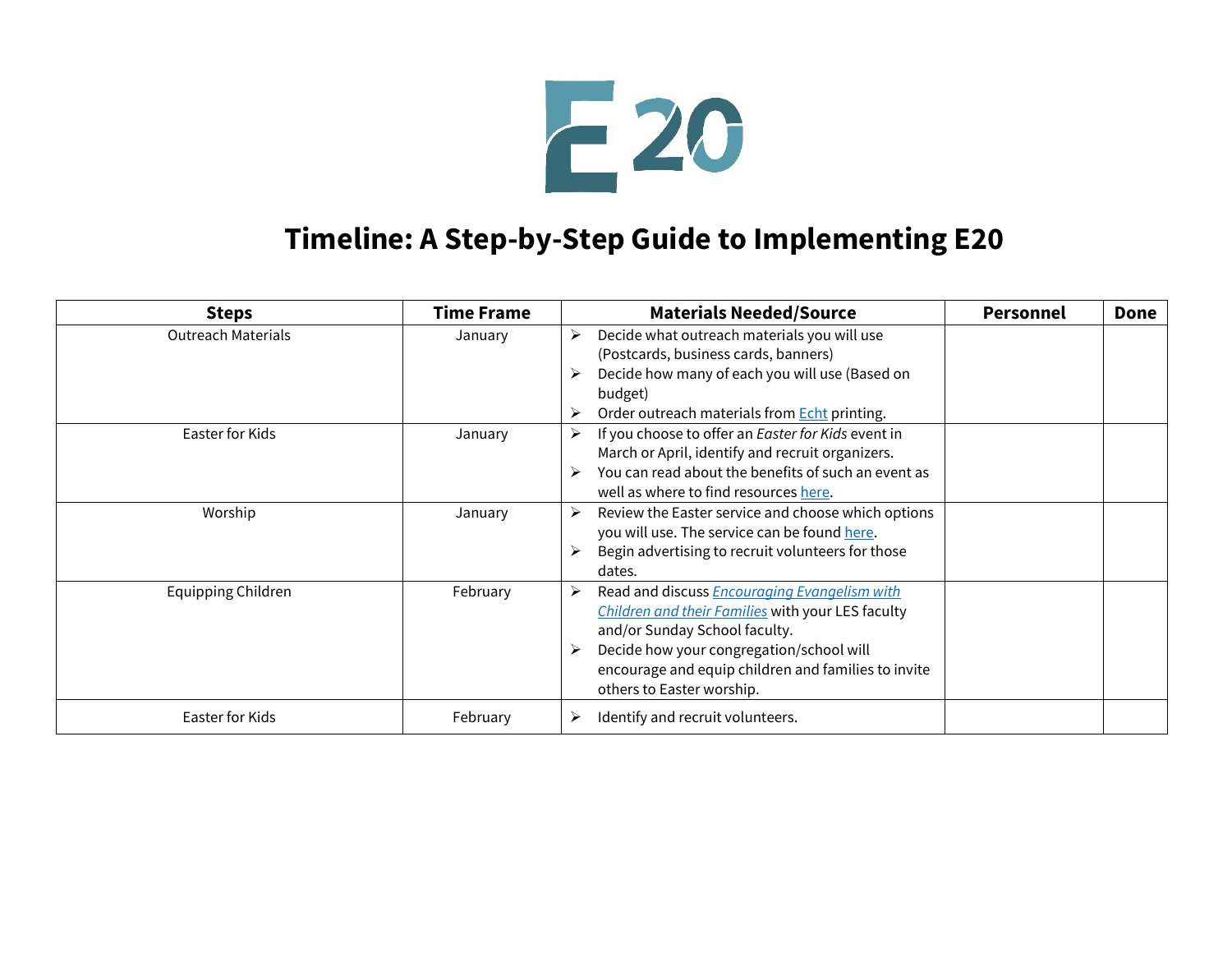# Timeline: A Step-by-Step Guide to Implementing E20

| Steps | Time Frame | Materials Needed/Source | Personnel | Done |
|---|---|---|---|---|
| Outreach Materials | January | ➢ Decide what outreach materials you will use (Postcards, business cards, banners)<br>➢ Decide how many of each you will use (Based on budget)<br>➢ Order outreach materials from Echt printing. | | |
| Easter for Kids | January | ➢ If you choose to offer an *Easter for Kids* event in March or April, identify and recruit organizers.<br>➢ You can read about the benefits of such an event as well as where to find resources here. | | |
| Worship | January | ➢ Review the Easter service and choose which options you will use. The service can be found here.<br>➢ Begin advertising to recruit volunteers for those dates. | | |
| Equipping Children | February | ➢ Read and discuss *Encouraging Evangelism with Children and their Families* with your LES faculty and/or Sunday School faculty.<br>➢ Decide how your congregation/school will encourage and equip children and families to invite others to Easter worship. | | |
| Easter for Kids | February | ➢ Identify and recruit volunteers. | | |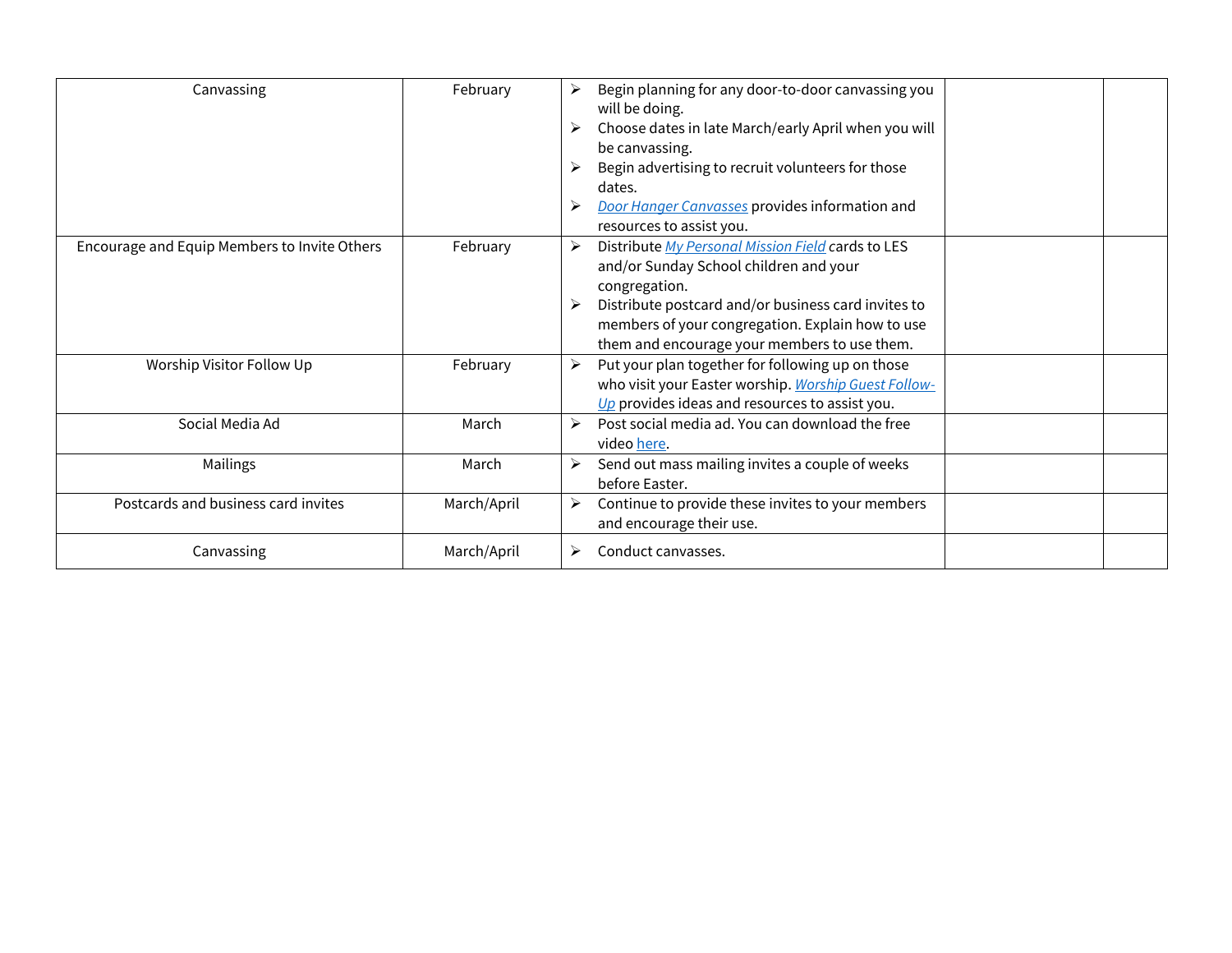| | | | | |
|---|---|---|---|---|
| Canvassing | February | ➢ Begin planning for any door-to-door canvassing you will be doing.<br>➢ Choose dates in late March/early April when you will be canvassing.<br>➢ Begin advertising to recruit volunteers for those dates.<br>➢ *Door Hanger Canvasses* provides information and resources to assist you. | | |
| Encourage and Equip Members to Invite Others | February | ➢ Distribute *My Personal Mission Field* cards to LES and/or Sunday School children and your congregation.<br>➢ Distribute postcard and/or business card invites to members of your congregation. Explain how to use them and encourage your members to use them. | | |
| Worship Visitor Follow Up | February | ➢ Put your plan together for following up on those who visit your Easter worship. *Worship Guest Follow-Up* provides ideas and resources to assist you. | | |
| Social Media Ad | March | ➢ Post social media ad. You can download the free video here. | | |
| Mailings | March | ➢ Send out mass mailing invites a couple of weeks before Easter. | | |
| Postcards and business card invites | March/April | ➢ Continue to provide these invites to your members and encourage their use. | | |
| Canvassing | March/April | ➢ Conduct canvasses. | | |